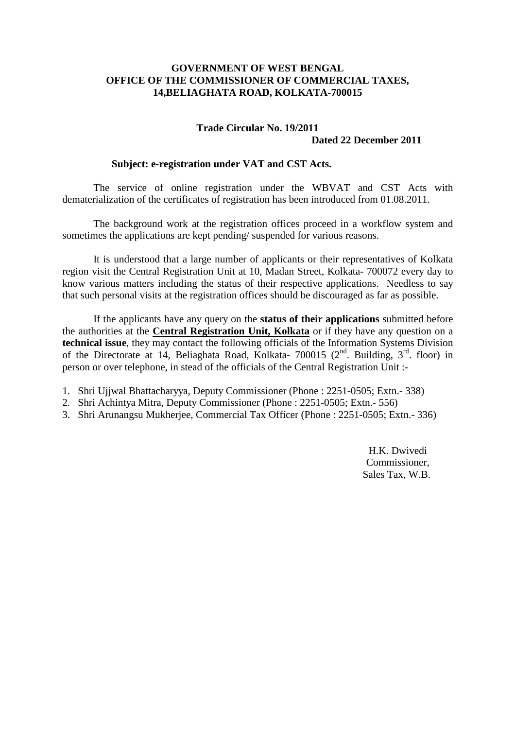**GOVERNMENT OF WEST BENGAL**
**OFFICE OF THE COMMISSIONER OF COMMERCIAL TAXES,**
**14,BELIAGHATA ROAD, KOLKATA-700015**

**Trade Circular No. 19/2011**
**Dated 22 December 2011**

**Subject: e-registration under VAT and CST Acts.**

The service of online registration under the WBVAT and CST Acts with dematerialization of the certificates of registration has been introduced from 01.08.2011.

The background work at the registration offices proceed in a workflow system and sometimes the applications are kept pending/ suspended for various reasons.

It is understood that a large number of applicants or their representatives of Kolkata region visit the Central Registration Unit at 10, Madan Street, Kolkata- 700072 every day to know various matters including the status of their respective applications. Needless to say that such personal visits at the registration offices should be discouraged as far as possible.

If the applicants have any query on the **status of their applications** submitted before the authorities at the **Central Registration Unit, Kolkata** or if they have any question on a **technical issue**, they may contact the following officials of the Information Systems Division of the Directorate at 14, Beliaghata Road, Kolkata- 700015 (2nd. Building, 3rd. floor) in person or over telephone, in stead of the officials of the Central Registration Unit :-

1. Shri Ujjwal Bhattacharyya, Deputy Commissioner (Phone : 2251-0505; Extn.- 338)
2. Shri Achintya Mitra, Deputy Commissioner (Phone : 2251-0505; Extn.- 556)
3. Shri Arunangsu Mukherjee, Commercial Tax Officer (Phone : 2251-0505; Extn.- 336)

H.K. Dwivedi
Commissioner,
Sales Tax, W.B.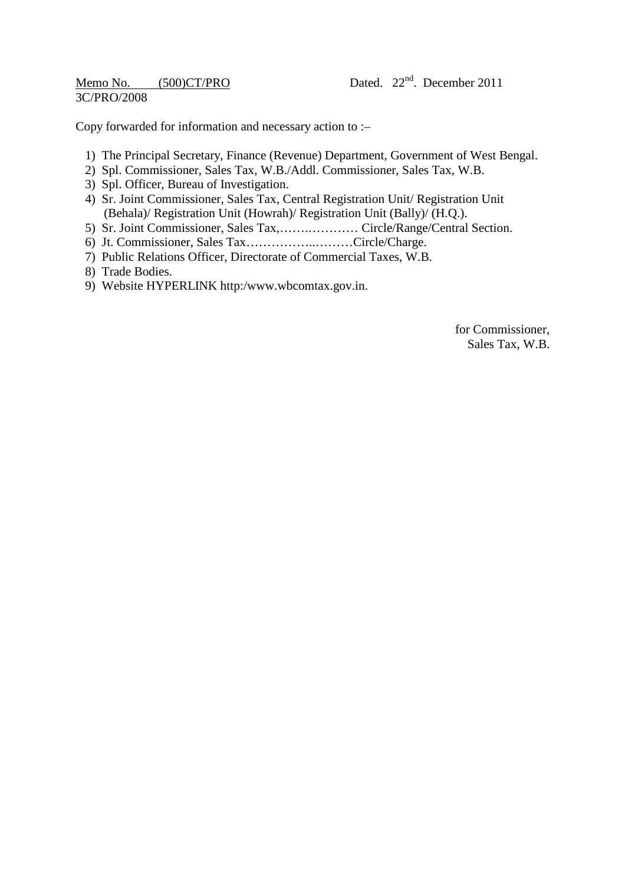Memo No. (500)CT/PRO
3C/PRO/2008

Dated. 22nd. December 2011

Copy forwarded for information and necessary action to :–

1) The Principal Secretary, Finance (Revenue) Department, Government of West Bengal.
2) Spl. Commissioner, Sales Tax, W.B./Addl. Commissioner, Sales Tax, W.B.
3) Spl. Officer, Bureau of Investigation.
4) Sr. Joint Commissioner, Sales Tax, Central Registration Unit/ Registration Unit (Behala)/ Registration Unit (Howrah)/ Registration Unit (Bally)/ (H.Q.).
5) Sr. Joint Commissioner, Sales Tax,…….………… Circle/Range/Central Section.
6) Jt. Commissioner, Sales Tax……………..………Circle/Charge.
7) Public Relations Officer, Directorate of Commercial Taxes, W.B.
8) Trade Bodies.
9) Website HYPERLINK http:/www.wbcomtax.gov.in.

for Commissioner,
Sales Tax, W.B.